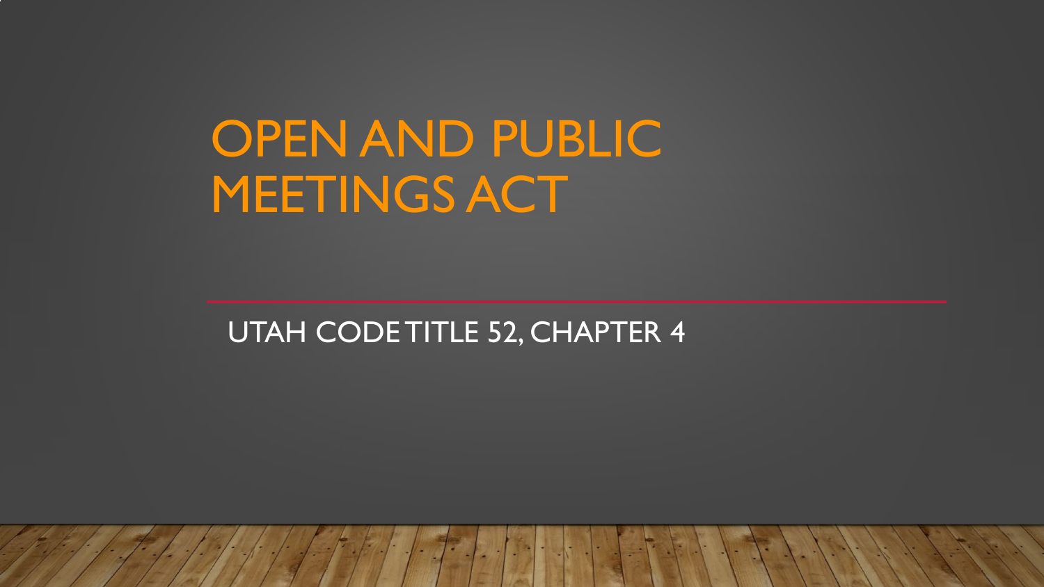# OPEN AND PUBLIC MEETINGS ACT

UTAH CODE TITLE 52, CHAPTER 4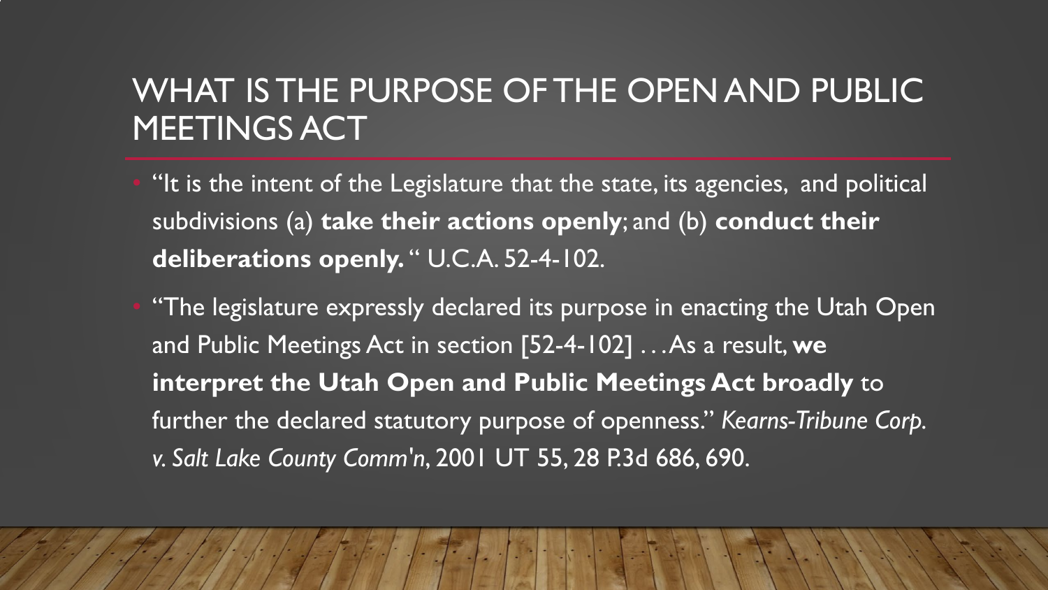# WHAT IS THE PURPOSE OF THE OPEN AND PUBLIC MEETINGS ACT

- "It is the intent of the Legislature that the state, its agencies, and political subdivisions (a) **take their actions openly**; and (b) **conduct their deliberations openly.** " U.C.A. 52-4-102.
- "The legislature expressly declared its purpose in enacting the Utah Open and Public Meetings Act in section [52-4-102] . . . As a result, **we interpret the Utah Open and Public Meetings Act broadly** to further the declared statutory purpose of openness." *Kearns-Tribune Corp. v. Salt Lake County Comm'n*, 2001 UT 55, 28 P.3d 686, 690.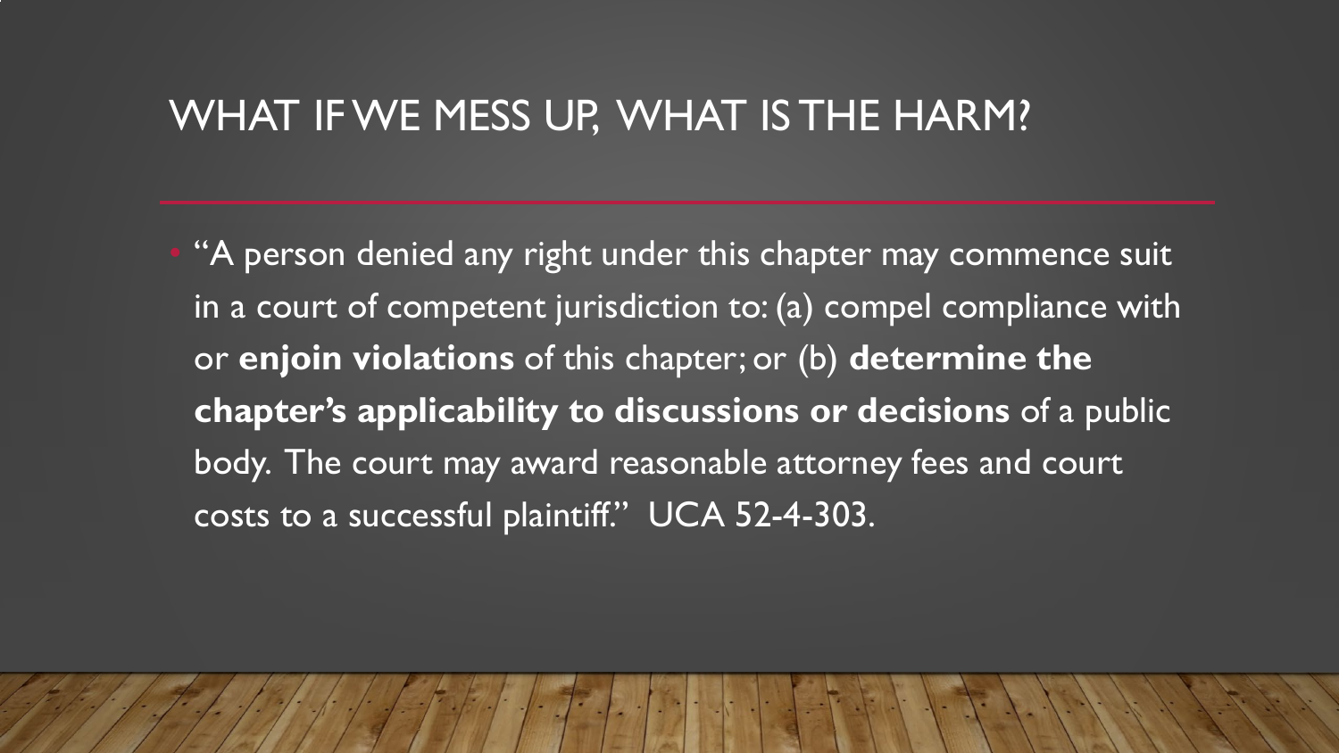# WHAT IF WE MESS UP, WHAT IS THE HARM?

- "A person denied any right under this chapter may commence suit in a court of competent jurisdiction to: (a) compel compliance with or **enjoin violations** of this chapter; or (b) **determine the chapter's applicability to discussions or decisions** of a public body. The court may award reasonable attorney fees and court costs to a successful plaintiff." UCA 52-4-303.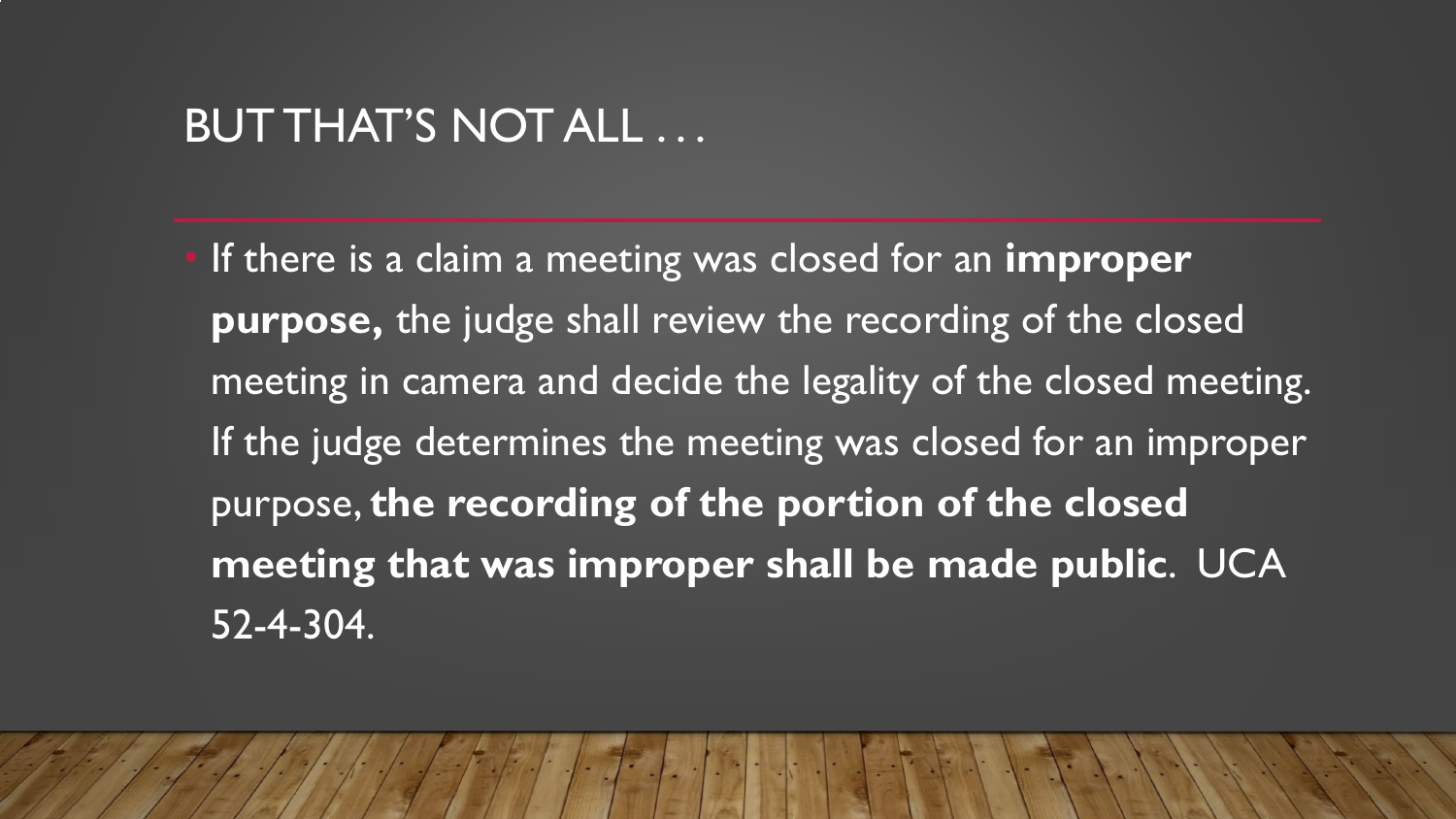# BUT THAT'S NOT ALL . . .

- If there is a claim a meeting was closed for an **improper purpose,** the judge shall review the recording of the closed meeting in camera and decide the legality of the closed meeting. If the judge determines the meeting was closed for an improper purpose, **the recording of the portion of the closed meeting that was improper shall be made public**. UCA 52-4-304.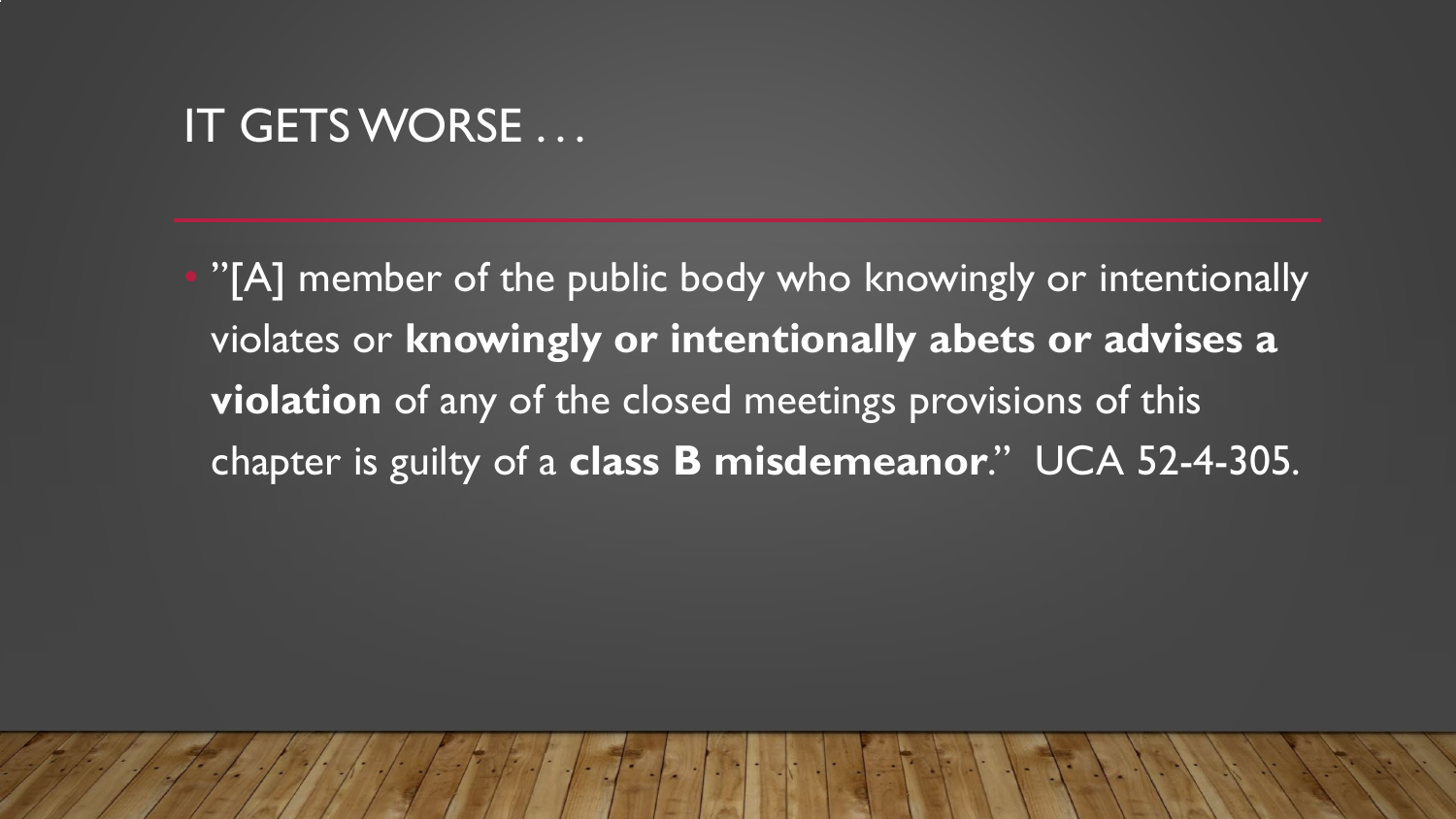# IT GETS WORSE . . .

- ”[A] member of the public body who knowingly or intentionally violates or **knowingly or intentionally abets or advises a violation** of any of the closed meetings provisions of this chapter is guilty of a **class B misdemeanor**.” UCA 52-4-305.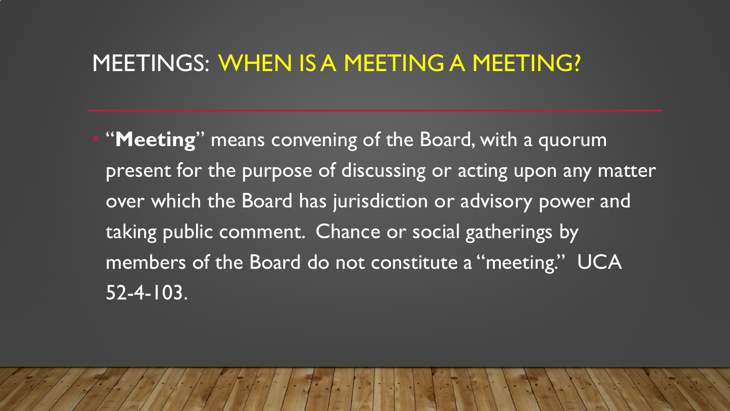## MEETINGS: WHEN IS A MEETING A MEETING?

- "**Meeting**" means convening of the Board, with a quorum present for the purpose of discussing or acting upon any matter over which the Board has jurisdiction or advisory power and taking public comment. Chance or social gatherings by members of the Board do not constitute a "meeting." UCA 52-4-103.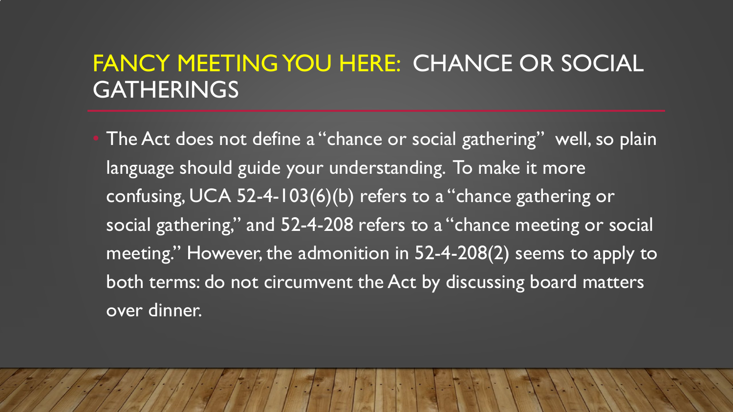# FANCY MEETING YOU HERE: CHANCE OR SOCIAL GATHERINGS

- The Act does not define a "chance or social gathering" well, so plain language should guide your understanding. To make it more confusing, UCA 52-4-103(6)(b) refers to a "chance gathering or social gathering," and 52-4-208 refers to a "chance meeting or social meeting." However, the admonition in 52-4-208(2) seems to apply to both terms: do not circumvent the Act by discussing board matters over dinner.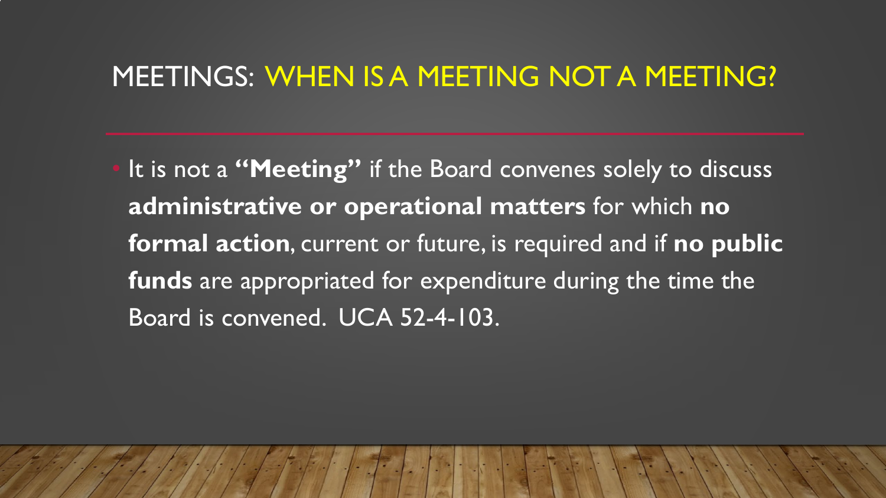## MEETINGS: WHEN IS A MEETING NOT A MEETING?

- It is not a **"Meeting"** if the Board convenes solely to discuss **administrative or operational matters** for which **no formal action**, current or future, is required and if **no public funds** are appropriated for expenditure during the time the Board is convened. UCA 52-4-103.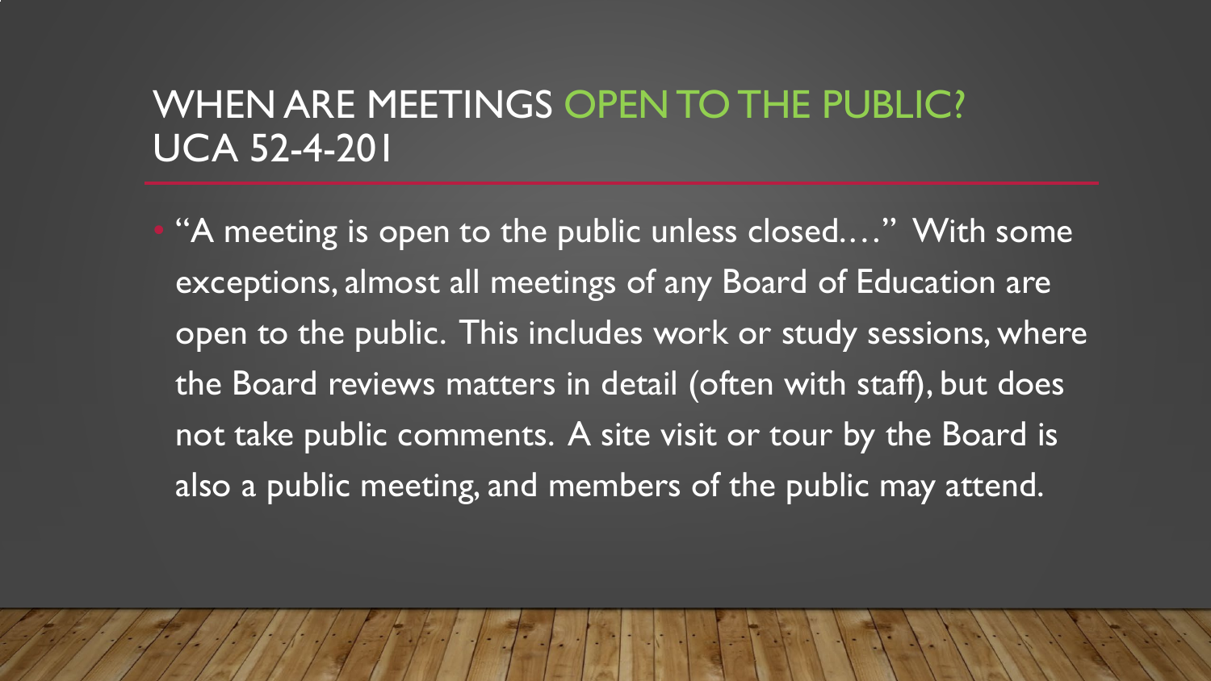# WHEN ARE MEETINGS OPEN TO THE PUBLIC? UCA 52-4-201

- "A meeting is open to the public unless closed…." With some exceptions, almost all meetings of any Board of Education are open to the public. This includes work or study sessions, where the Board reviews matters in detail (often with staff), but does not take public comments. A site visit or tour by the Board is also a public meeting, and members of the public may attend.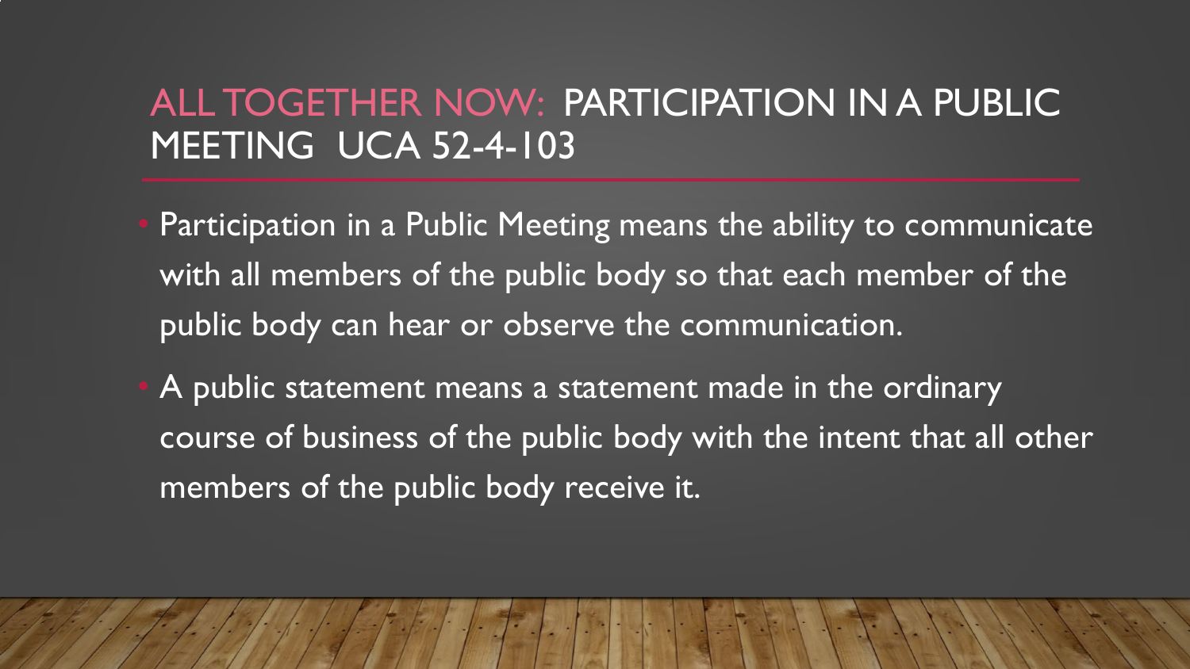# ALL TOGETHER NOW: PARTICIPATION IN A PUBLIC MEETING UCA 52-4-103

- Participation in a Public Meeting means the ability to communicate with all members of the public body so that each member of the public body can hear or observe the communication.
- A public statement means a statement made in the ordinary course of business of the public body with the intent that all other members of the public body receive it.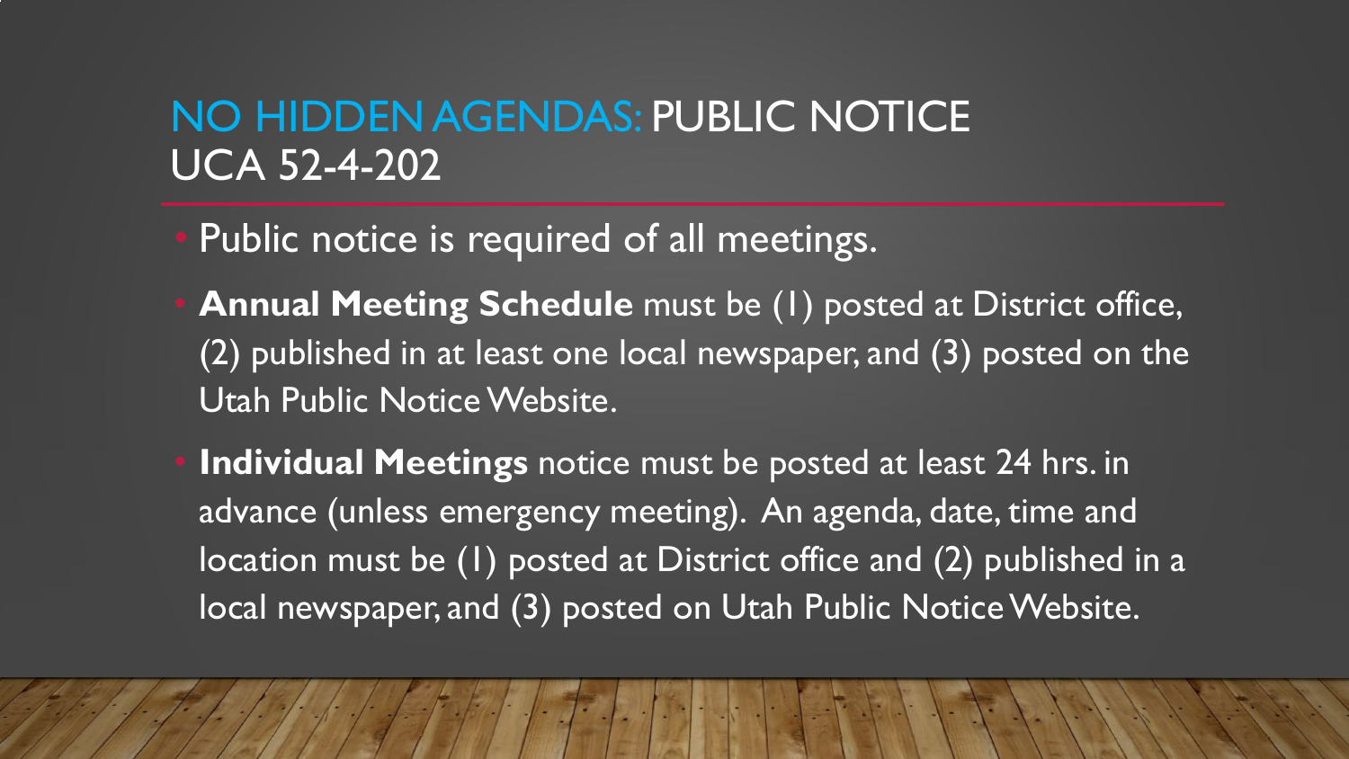# NO HIDDEN AGENDAS: PUBLIC NOTICE UCA 52-4-202

- Public notice is required of all meetings.
- **Annual Meeting Schedule** must be (1) posted at District office, (2) published in at least one local newspaper, and (3) posted on the Utah Public Notice Website.
- **Individual Meetings** notice must be posted at least 24 hrs. in advance (unless emergency meeting). An agenda, date, time and location must be (1) posted at District office and (2) published in a local newspaper, and (3) posted on Utah Public Notice Website.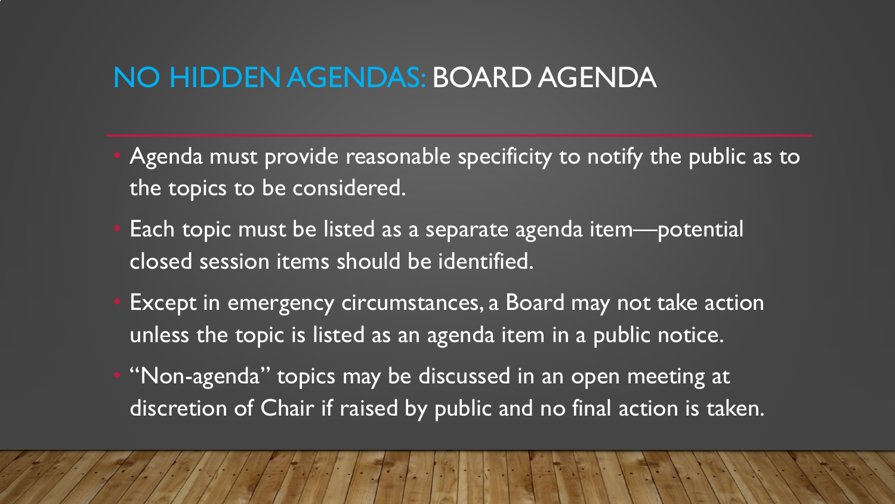## NO HIDDEN AGENDAS: BOARD AGENDA

- Agenda must provide reasonable specificity to notify the public as to the topics to be considered.
- Each topic must be listed as a separate agenda item—potential closed session items should be identified.
- Except in emergency circumstances, a Board may not take action unless the topic is listed as an agenda item in a public notice.
- "Non-agenda" topics may be discussed in an open meeting at discretion of Chair if raised by public and no final action is taken.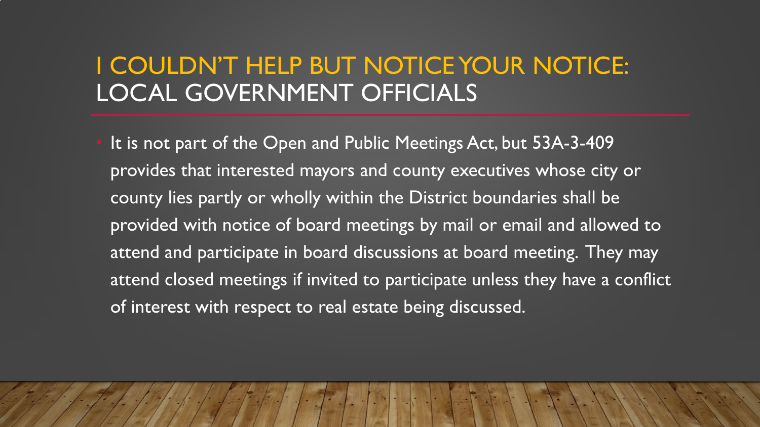# I COULDN'T HELP BUT NOTICE YOUR NOTICE: LOCAL GOVERNMENT OFFICIALS

- It is not part of the Open and Public Meetings Act, but 53A-3-409 provides that interested mayors and county executives whose city or county lies partly or wholly within the District boundaries shall be provided with notice of board meetings by mail or email and allowed to attend and participate in board discussions at board meeting. They may attend closed meetings if invited to participate unless they have a conflict of interest with respect to real estate being discussed.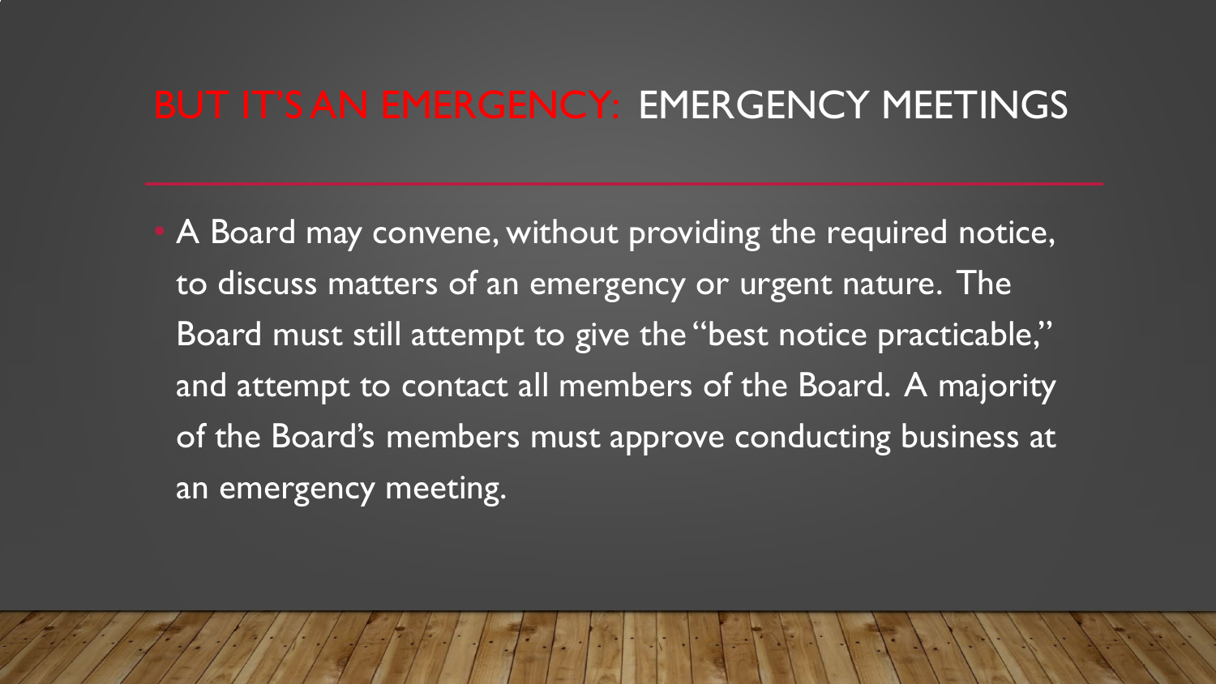# BUT IT'S AN EMERGENCY: EMERGENCY MEETINGS

- A Board may convene, without providing the required notice, to discuss matters of an emergency or urgent nature. The Board must still attempt to give the "best notice practicable," and attempt to contact all members of the Board. A majority of the Board's members must approve conducting business at an emergency meeting.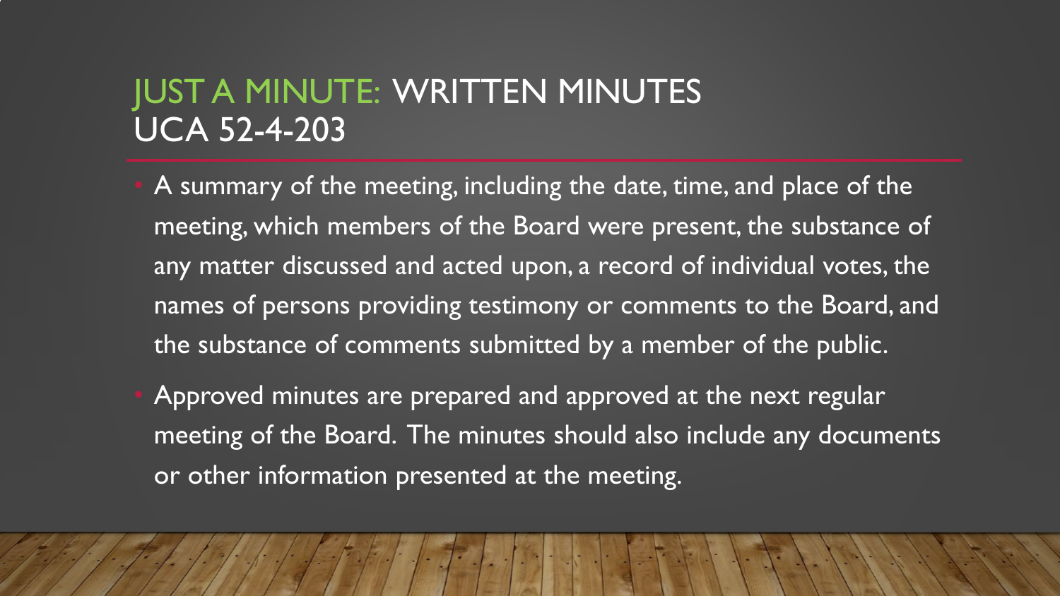# JUST A MINUTE: WRITTEN MINUTES UCA 52-4-203

- A summary of the meeting, including the date, time, and place of the meeting, which members of the Board were present, the substance of any matter discussed and acted upon, a record of individual votes, the names of persons providing testimony or comments to the Board, and the substance of comments submitted by a member of the public.
- Approved minutes are prepared and approved at the next regular meeting of the Board. The minutes should also include any documents or other information presented at the meeting.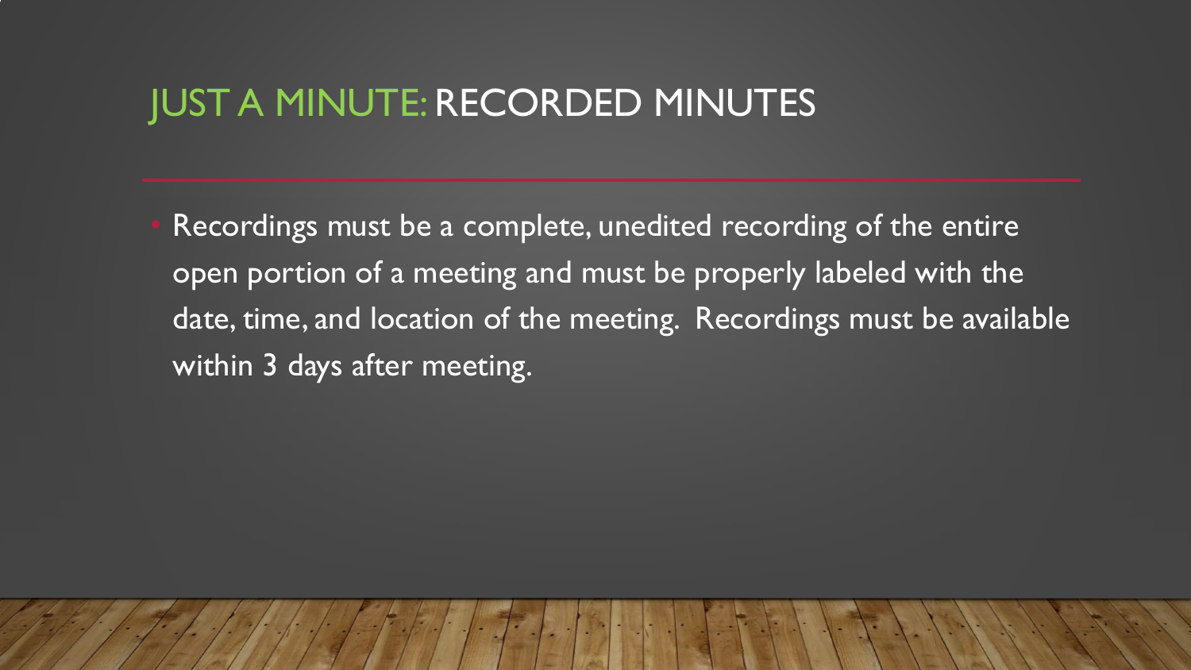# JUST A MINUTE: RECORDED MINUTES

- Recordings must be a complete, unedited recording of the entire open portion of a meeting and must be properly labeled with the date, time, and location of the meeting. Recordings must be available within 3 days after meeting.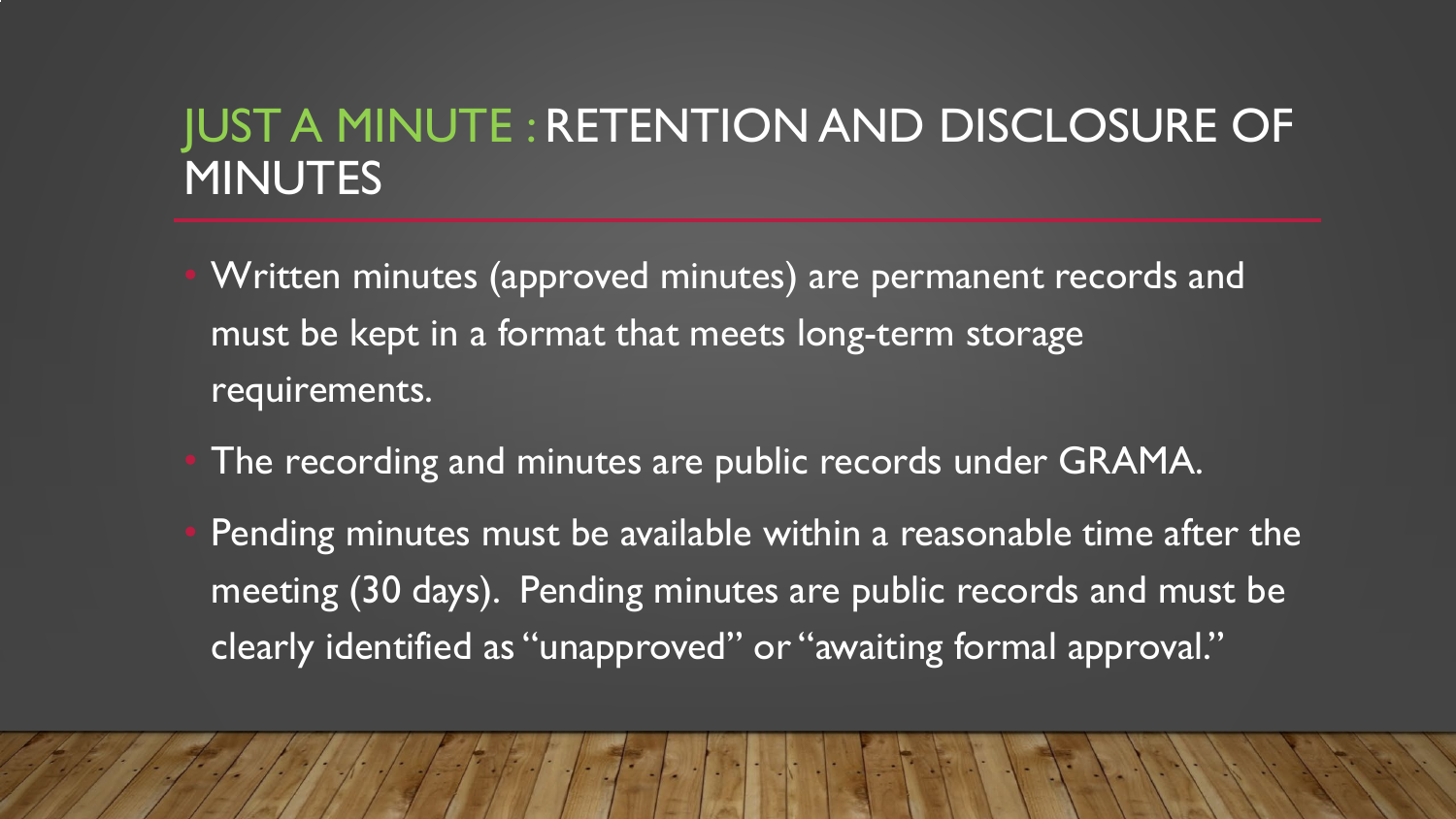# JUST A MINUTE : RETENTION AND DISCLOSURE OF MINUTES

- Written minutes (approved minutes) are permanent records and must be kept in a format that meets long-term storage requirements.
- The recording and minutes are public records under GRAMA.
- Pending minutes must be available within a reasonable time after the meeting (30 days). Pending minutes are public records and must be clearly identified as "unapproved" or "awaiting formal approval."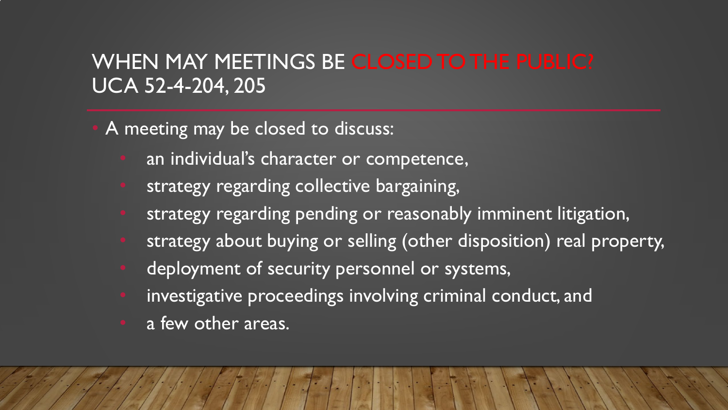## WHEN MAY MEETINGS BE CLOSED TO THE PUBLIC? UCA 52-4-204, 205

- A meeting may be closed to discuss:
  - an individual's character or competence,
  - strategy regarding collective bargaining,
  - strategy regarding pending or reasonably imminent litigation,
  - strategy about buying or selling (other disposition) real property,
  - deployment of security personnel or systems,
  - investigative proceedings involving criminal conduct, and
  - a few other areas.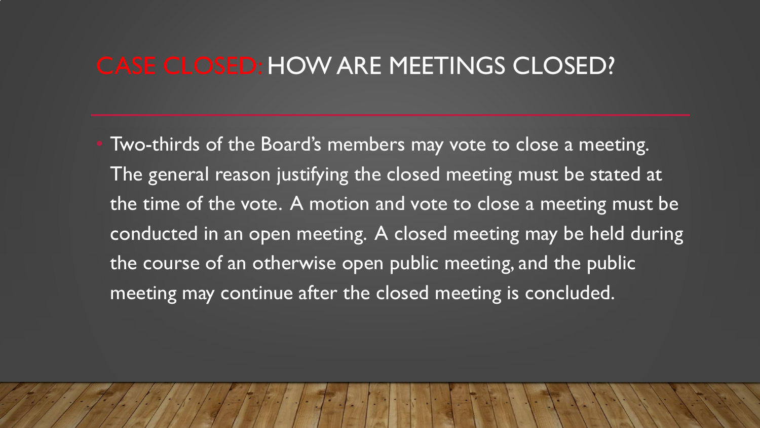# CASE CLOSED: HOW ARE MEETINGS CLOSED?

- Two-thirds of the Board's members may vote to close a meeting. The general reason justifying the closed meeting must be stated at the time of the vote. A motion and vote to close a meeting must be conducted in an open meeting. A closed meeting may be held during the course of an otherwise open public meeting, and the public meeting may continue after the closed meeting is concluded.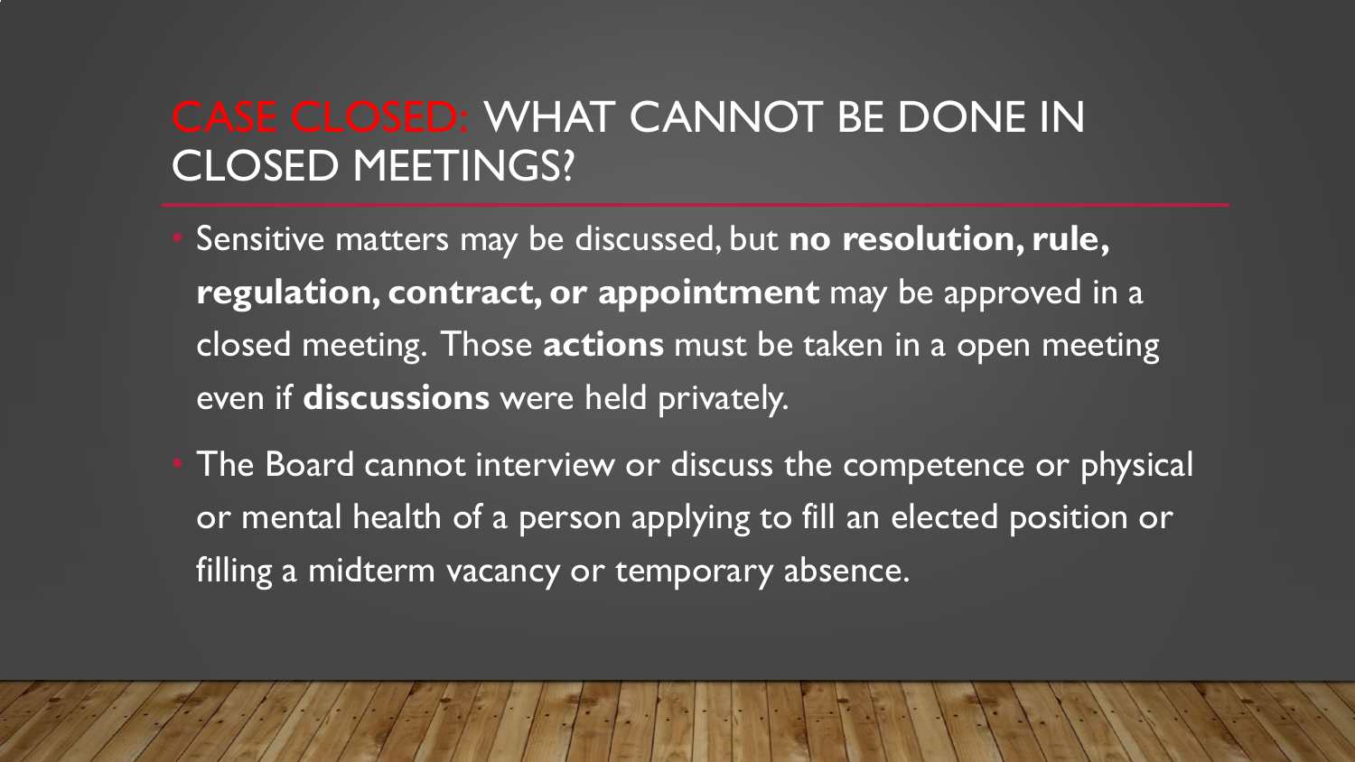# CASE CLOSED: WHAT CANNOT BE DONE IN CLOSED MEETINGS?

- Sensitive matters may be discussed, but **no resolution, rule, regulation, contract, or appointment** may be approved in a closed meeting. Those **actions** must be taken in a open meeting even if **discussions** were held privately.
- The Board cannot interview or discuss the competence or physical or mental health of a person applying to fill an elected position or filling a midterm vacancy or temporary absence.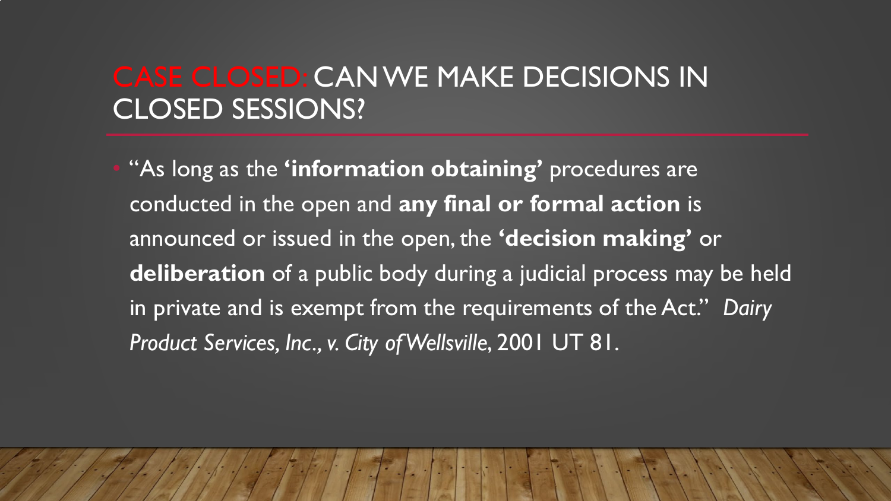## CASE CLOSED: CAN WE MAKE DECISIONS IN CLOSED SESSIONS?

- "As long as the **'information obtaining'** procedures are conducted in the open and **any final or formal action** is announced or issued in the open, the **'decision making'** or **deliberation** of a public body during a judicial process may be held in private and is exempt from the requirements of the Act." *Dairy Product Services, Inc., v. City of Wellsville*, 2001 UT 81.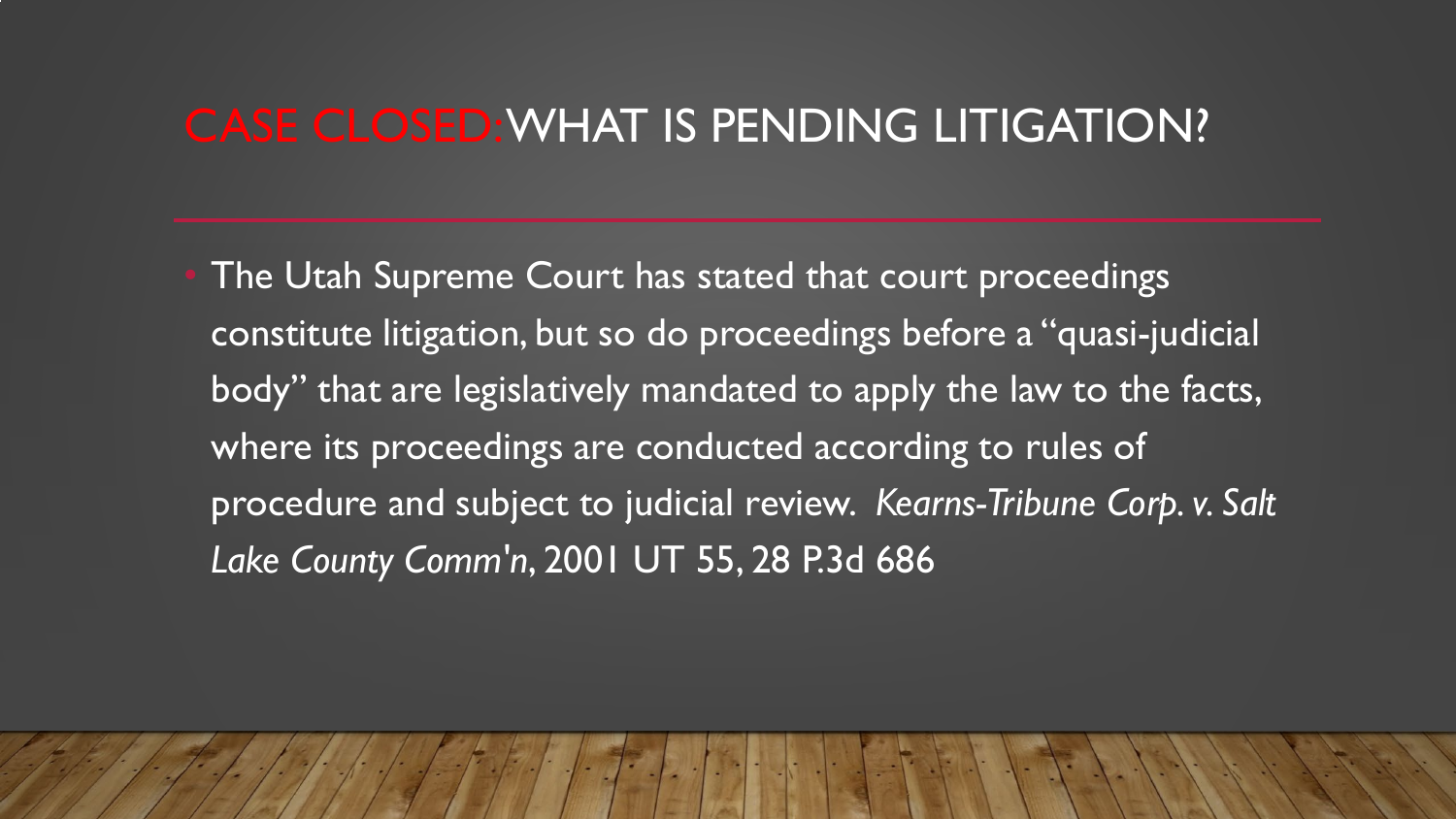# CASE CLOSED: WHAT IS PENDING LITIGATION?

- The Utah Supreme Court has stated that court proceedings constitute litigation, but so do proceedings before a "quasi-judicial body" that are legislatively mandated to apply the law to the facts, where its proceedings are conducted according to rules of procedure and subject to judicial review. *Kearns-Tribune Corp. v. Salt Lake County Comm'n*, 2001 UT 55, 28 P.3d 686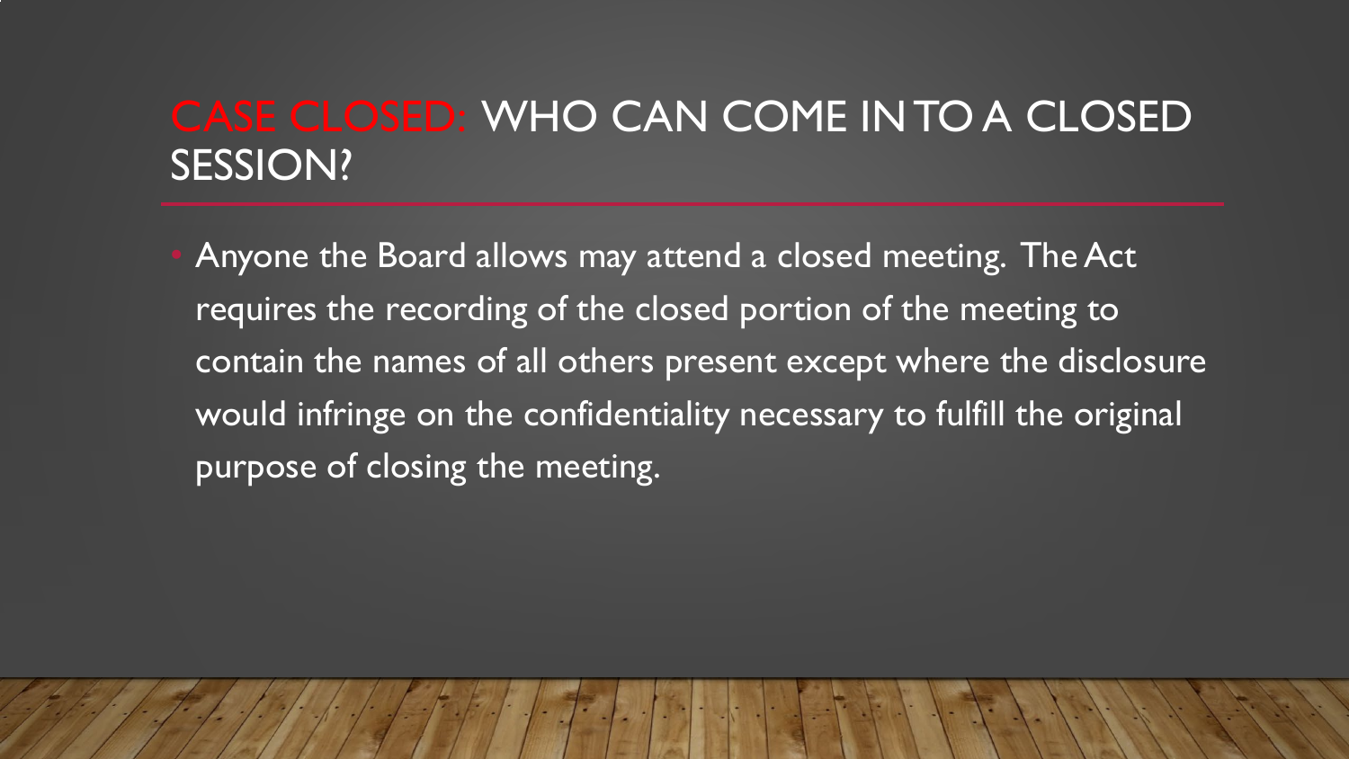## CASE CLOSED: WHO CAN COME IN TO A CLOSED SESSION?

- Anyone the Board allows may attend a closed meeting. The Act requires the recording of the closed portion of the meeting to contain the names of all others present except where the disclosure would infringe on the confidentiality necessary to fulfill the original purpose of closing the meeting.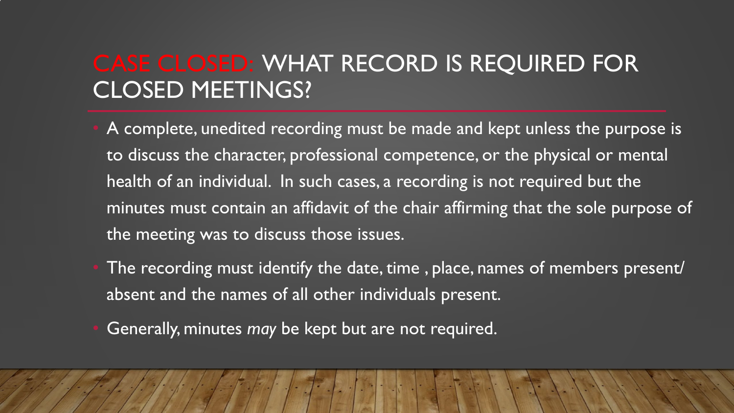## CASE CLOSED: WHAT RECORD IS REQUIRED FOR CLOSED MEETINGS?

- A complete, unedited recording must be made and kept unless the purpose is to discuss the character, professional competence, or the physical or mental health of an individual. In such cases, a recording is not required but the minutes must contain an affidavit of the chair affirming that the sole purpose of the meeting was to discuss those issues.
- The recording must identify the date, time , place, names of members present/ absent and the names of all other individuals present.
- Generally, minutes *may* be kept but are not required.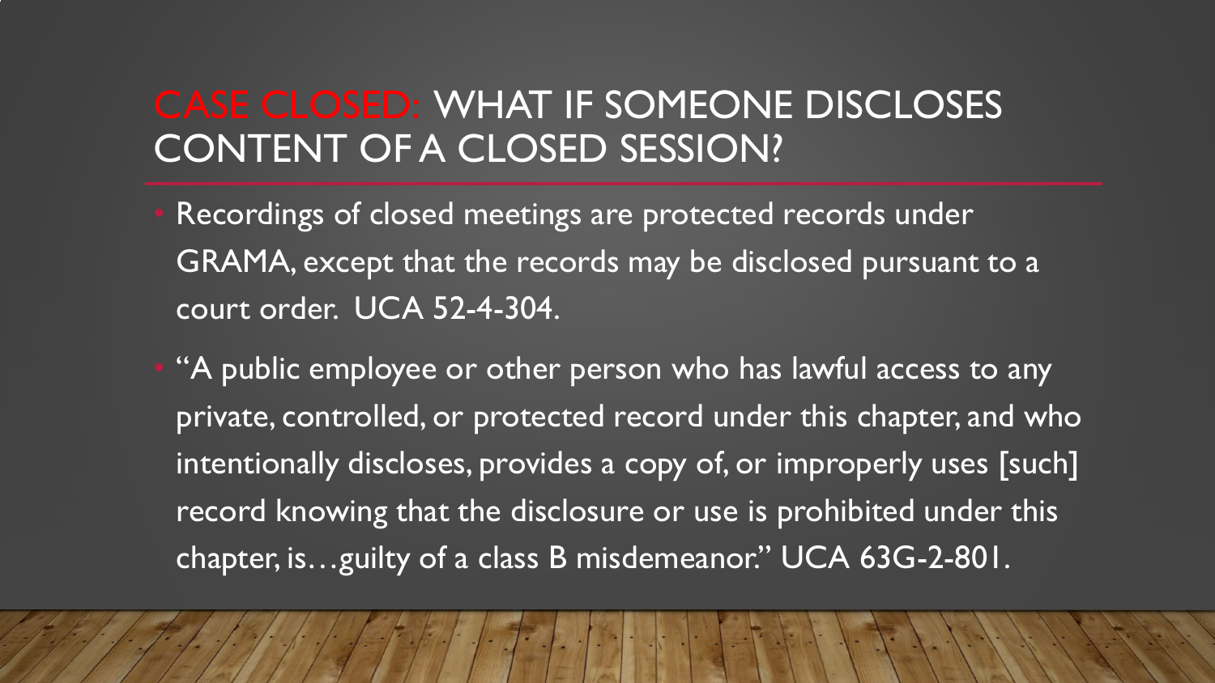## CASE CLOSED: WHAT IF SOMEONE DISCLOSES CONTENT OF A CLOSED SESSION?

- Recordings of closed meetings are protected records under GRAMA, except that the records may be disclosed pursuant to a court order. UCA 52-4-304.
- "A public employee or other person who has lawful access to any private, controlled, or protected record under this chapter, and who intentionally discloses, provides a copy of, or improperly uses [such] record knowing that the disclosure or use is prohibited under this chapter, is…guilty of a class B misdemeanor." UCA 63G-2-801.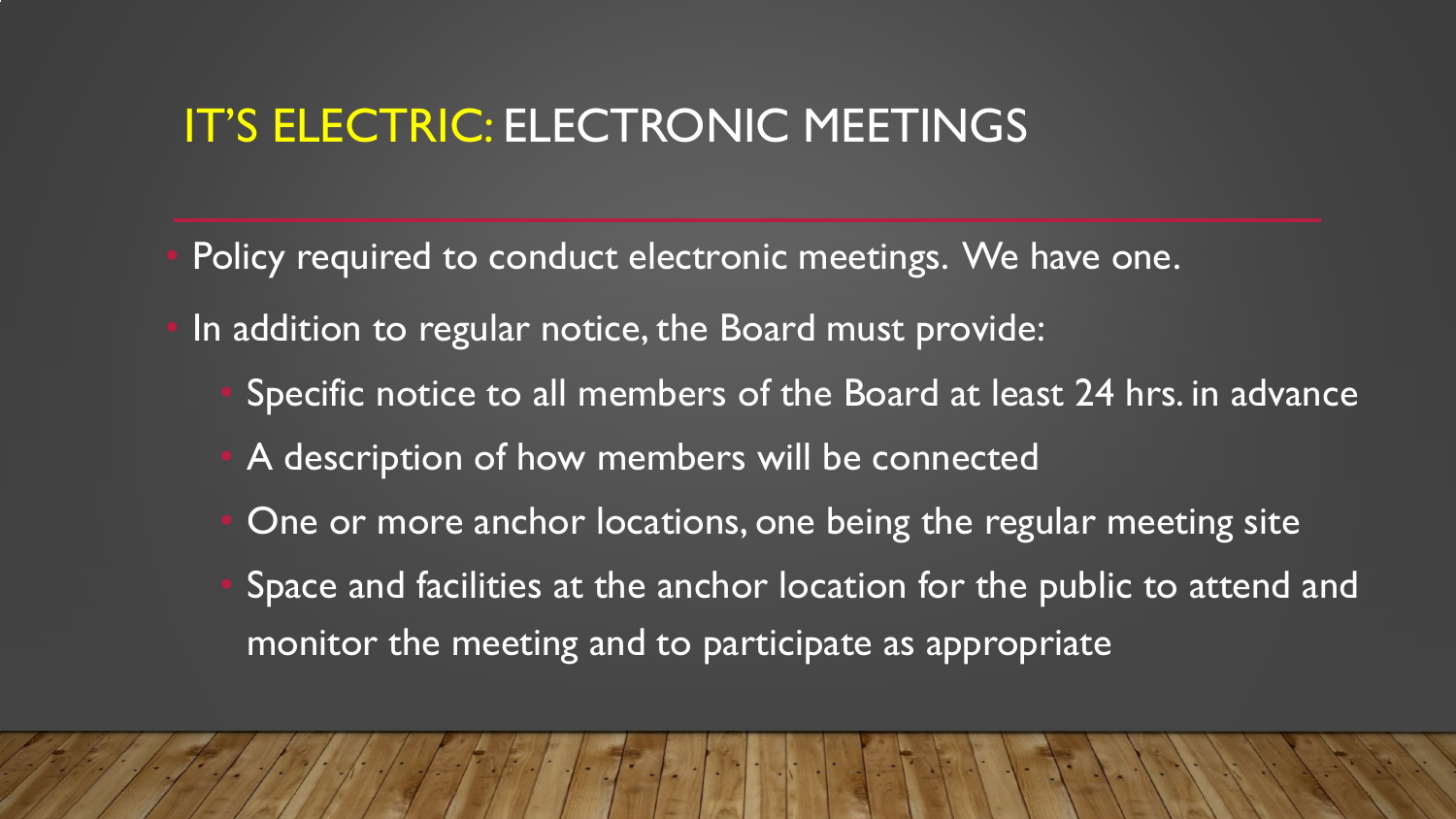# IT'S ELECTRIC: ELECTRONIC MEETINGS

- Policy required to conduct electronic meetings. We have one.
- In addition to regular notice, the Board must provide:
  - Specific notice to all members of the Board at least 24 hrs. in advance
  - A description of how members will be connected
  - One or more anchor locations, one being the regular meeting site
  - Space and facilities at the anchor location for the public to attend and monitor the meeting and to participate as appropriate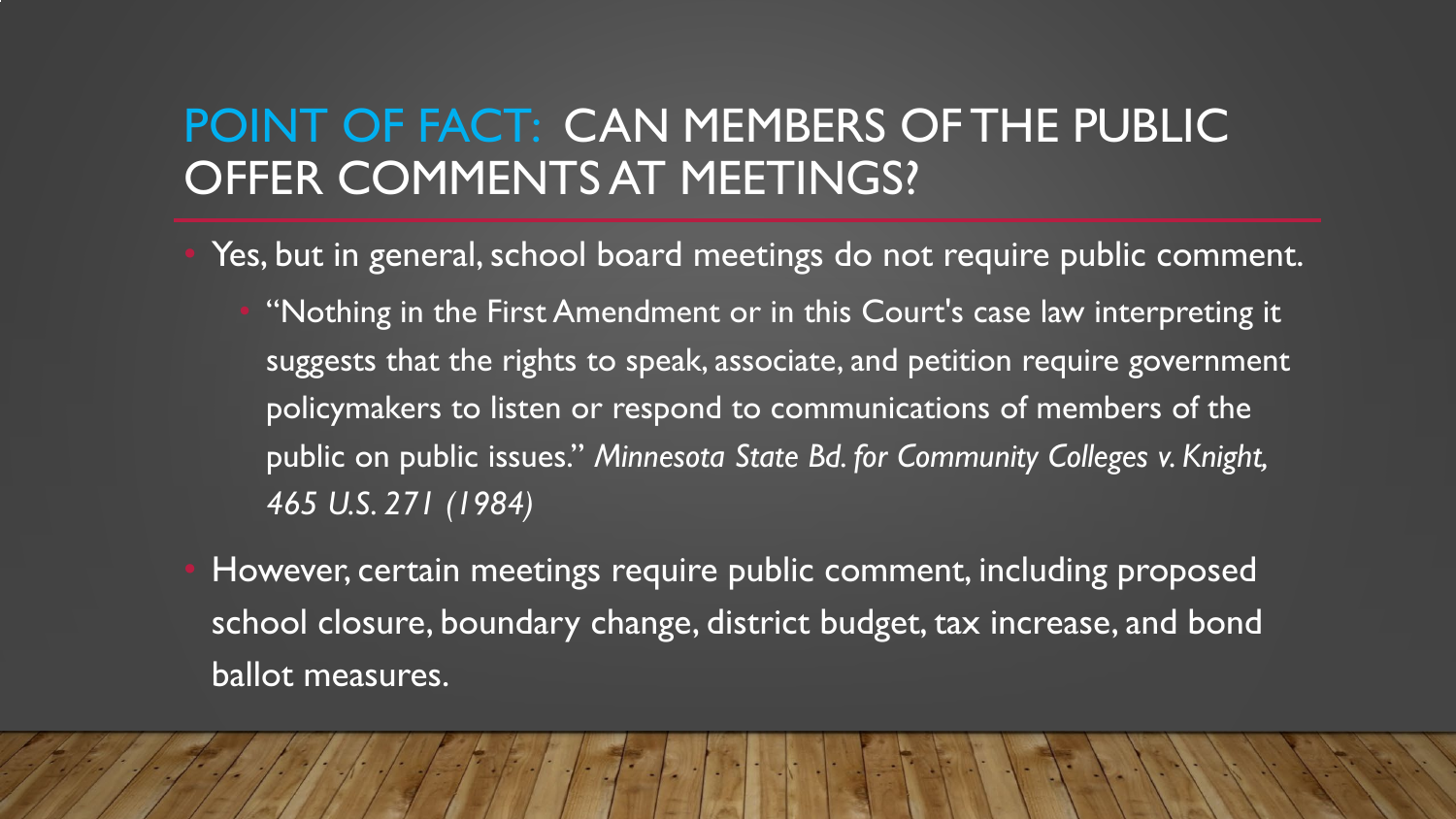# POINT OF FACT: CAN MEMBERS OF THE PUBLIC OFFER COMMENTS AT MEETINGS?

- Yes, but in general, school board meetings do not require public comment.
  - "Nothing in the First Amendment or in this Court's case law interpreting it suggests that the rights to speak, associate, and petition require government policymakers to listen or respond to communications of members of the public on public issues." *Minnesota State Bd. for Community Colleges v. Knight, 465 U.S. 271 (1984)*
- However, certain meetings require public comment, including proposed school closure, boundary change, district budget, tax increase, and bond ballot measures.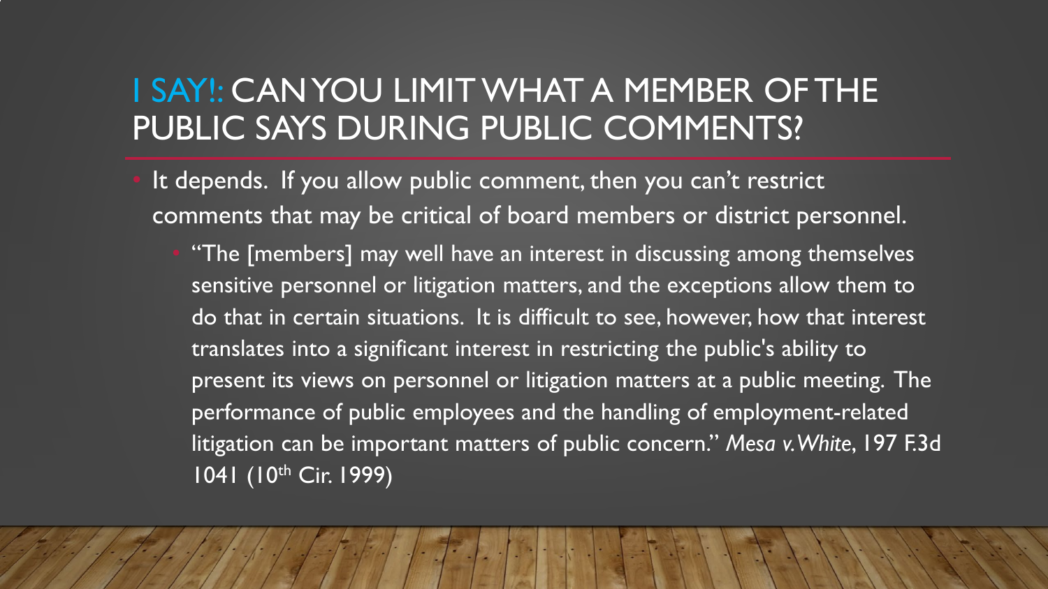# I SAY!: CAN YOU LIMIT WHAT A MEMBER OF THE PUBLIC SAYS DURING PUBLIC COMMENTS?

- It depends. If you allow public comment, then you can't restrict comments that may be critical of board members or district personnel.
  - "The [members] may well have an interest in discussing among themselves sensitive personnel or litigation matters, and the exceptions allow them to do that in certain situations. It is difficult to see, however, how that interest translates into a significant interest in restricting the public's ability to present its views on personnel or litigation matters at a public meeting. The performance of public employees and the handling of employment-related litigation can be important matters of public concern." *Mesa v. White*, 197 F.3d 1041 (10th Cir. 1999)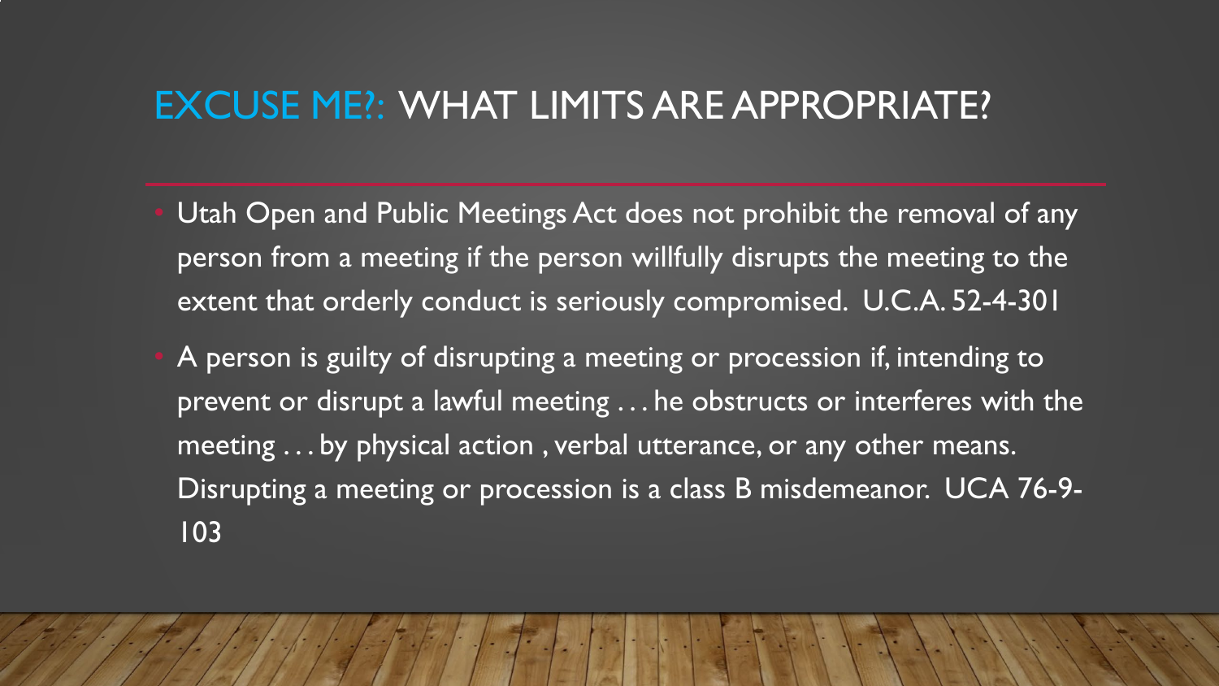# EXCUSE ME?: WHAT LIMITS ARE APPROPRIATE?

- Utah Open and Public Meetings Act does not prohibit the removal of any person from a meeting if the person willfully disrupts the meeting to the extent that orderly conduct is seriously compromised. U.C.A. 52-4-301
- A person is guilty of disrupting a meeting or procession if, intending to prevent or disrupt a lawful meeting . . . he obstructs or interferes with the meeting . . . by physical action , verbal utterance, or any other means. Disrupting a meeting or procession is a class B misdemeanor. UCA 76-9-103